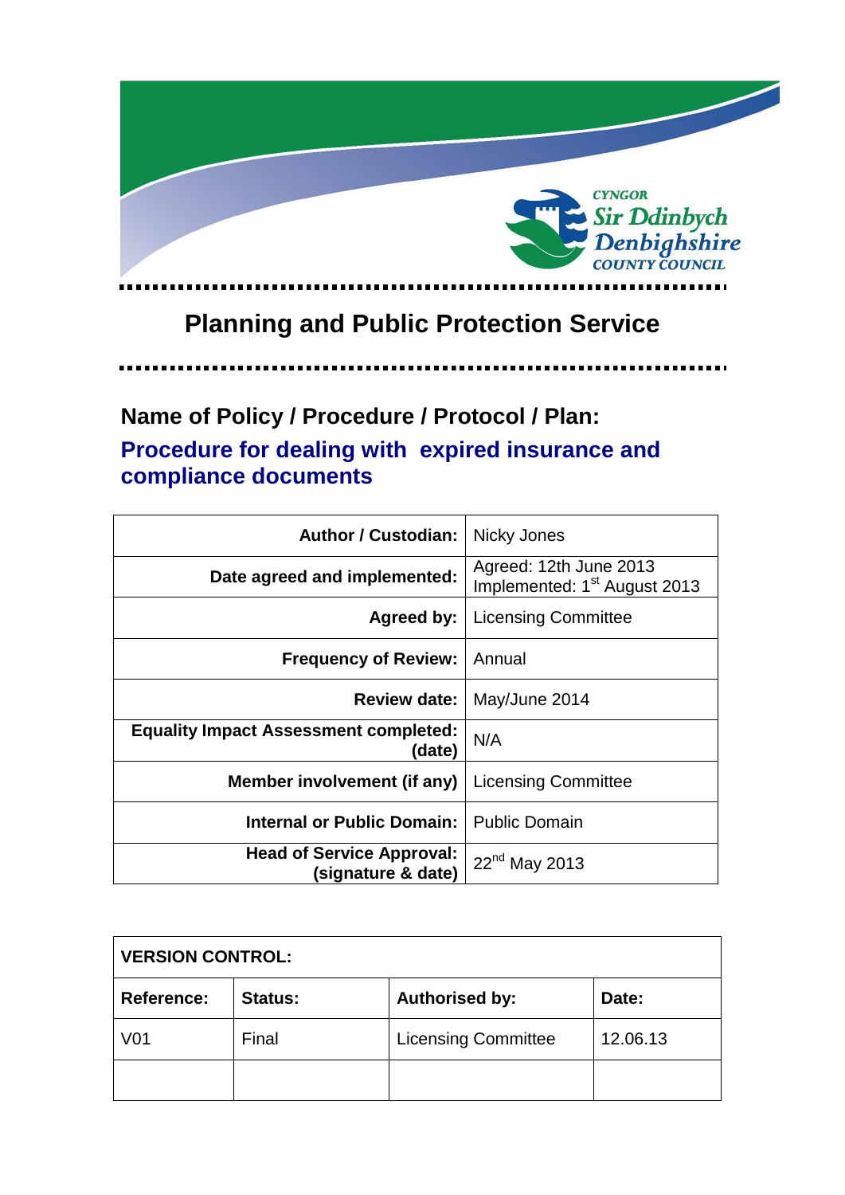CYNGOR Sir Ddinbych
Denbighshire COUNTY COUNCIL

# Planning and Public Protection Service

## Name of Policy / Procedure / Protocol / Plan:

## Procedure for dealing with expired insurance and compliance documents

| | |
|---|---|
| **Author / Custodian:** | Nicky Jones |
| **Date agreed and implemented:** | Agreed: 12th June 2013<br>Implemented: 1st August 2013 |
| **Agreed by:** | Licensing Committee |
| **Frequency of Review:** | Annual |
| **Review date:** | May/June 2014 |
| **Equality Impact Assessment completed: (date)** | N/A |
| **Member involvement (if any)** | Licensing Committee |
| **Internal or Public Domain:** | Public Domain |
| **Head of Service Approval: (signature & date)** | 22nd May 2013 |

| **VERSION CONTROL:** | | | |
|---|---|---|---|
| **Reference:** | **Status:** | **Authorised by:** | **Date:** |
| V01 | Final | Licensing Committee | 12.06.13 |
| | | | |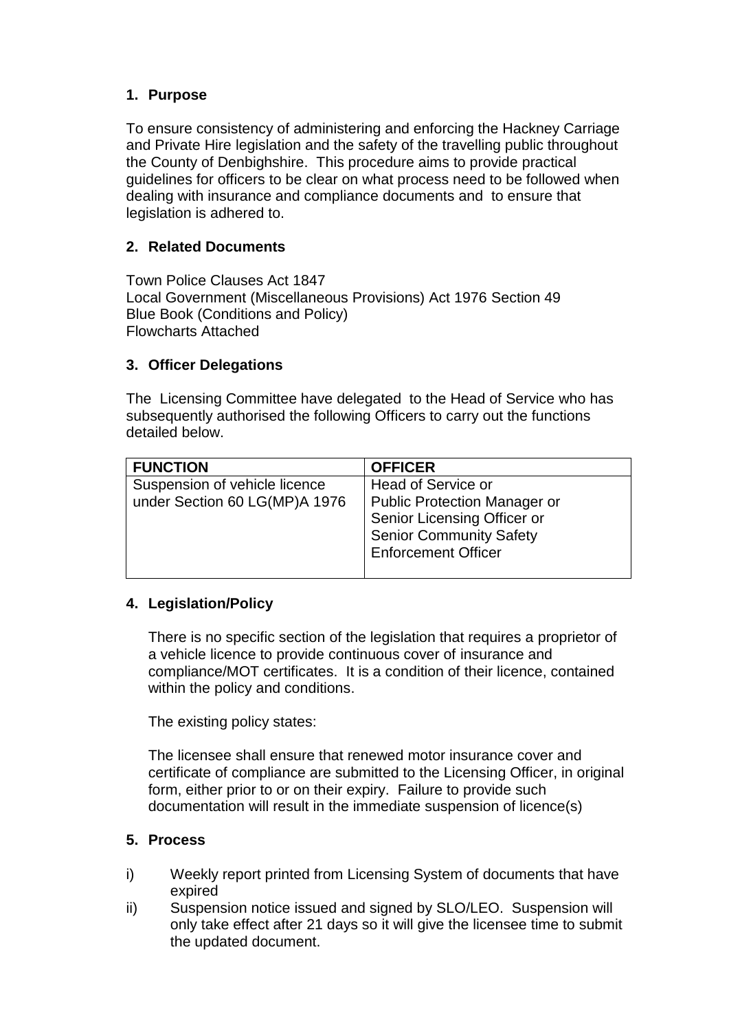## 1. Purpose

To ensure consistency of administering and enforcing the Hackney Carriage and Private Hire legislation and the safety of the travelling public throughout the County of Denbighshire. This procedure aims to provide practical guidelines for officers to be clear on what process need to be followed when dealing with insurance and compliance documents and to ensure that legislation is adhered to.

## 2. Related Documents

Town Police Clauses Act 1847
Local Government (Miscellaneous Provisions) Act 1976 Section 49
Blue Book (Conditions and Policy)
Flowcharts Attached

## 3. Officer Delegations

The Licensing Committee have delegated to the Head of Service who has subsequently authorised the following Officers to carry out the functions detailed below.

| FUNCTION | OFFICER |
|---|---|
| Suspension of vehicle licence under Section 60 LG(MP)A 1976 | Head of Service or Public Protection Manager or Senior Licensing Officer or Senior Community Safety Enforcement Officer |

## 4. Legislation/Policy

There is no specific section of the legislation that requires a proprietor of a vehicle licence to provide continuous cover of insurance and compliance/MOT certificates. It is a condition of their licence, contained within the policy and conditions.

The existing policy states:

The licensee shall ensure that renewed motor insurance cover and certificate of compliance are submitted to the Licensing Officer, in original form, either prior to or on their expiry. Failure to provide such documentation will result in the immediate suspension of licence(s)

## 5. Process

i) Weekly report printed from Licensing System of documents that have expired

ii) Suspension notice issued and signed by SLO/LEO. Suspension will only take effect after 21 days so it will give the licensee time to submit the updated document.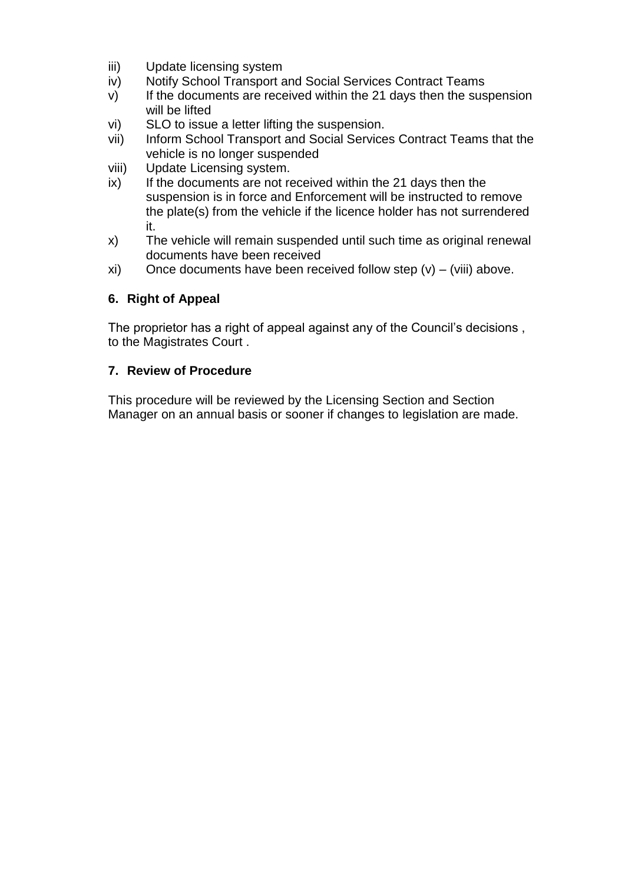iii) Update licensing system

iv) Notify School Transport and Social Services Contract Teams

v) If the documents are received within the 21 days then the suspension will be lifted

vi) SLO to issue a letter lifting the suspension.

vii) Inform School Transport and Social Services Contract Teams that the vehicle is no longer suspended

viii) Update Licensing system.

ix) If the documents are not received within the 21 days then the suspension is in force and Enforcement will be instructed to remove the plate(s) from the vehicle if the licence holder has not surrendered it.

x) The vehicle will remain suspended until such time as original renewal documents have been received

xi) Once documents have been received follow step (v) – (viii) above.

## 6. Right of Appeal

The proprietor has a right of appeal against any of the Council's decisions , to the Magistrates Court .

## 7. Review of Procedure

This procedure will be reviewed by the Licensing Section and Section Manager on an annual basis or sooner if changes to legislation are made.